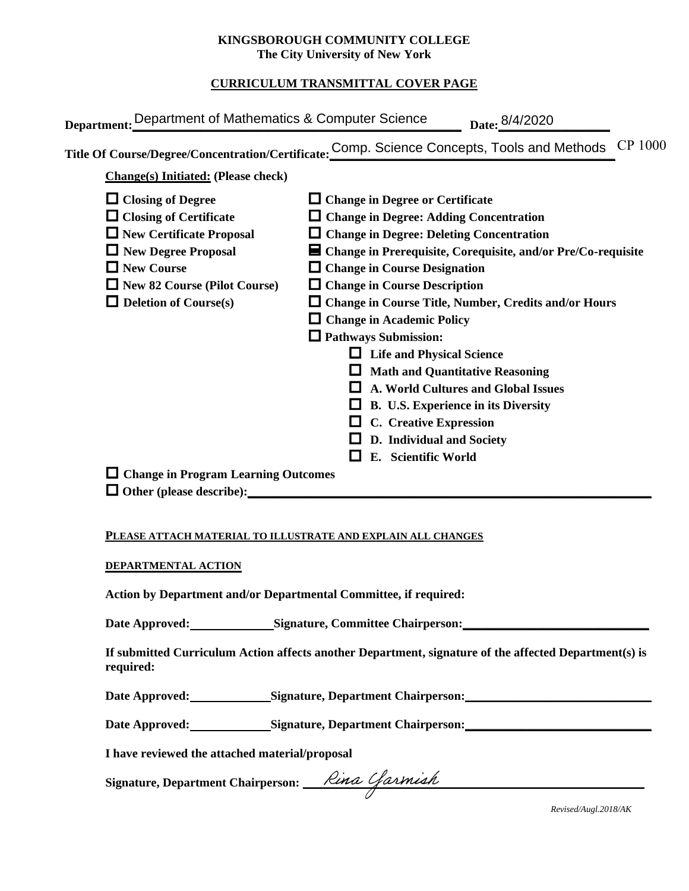**KINGSBOROUGH COMMUNITY COLLEGE**
**The City University of New York**

**CURRICULUM TRANSMITTAL COVER PAGE**

**Department:** Department of Mathematics & Computer Science **Date:** 8/4/2020

**Title Of Course/Degree/Concentration/Certificate:** Comp. Science Concepts, Tools and Methods CP 1000

**Change(s) Initiated: (Please check)**

- ☐ **Closing of Degree**
- ☐ **Closing of Certificate**
- ☐ **New Certificate Proposal**
- ☐ **New Degree Proposal**
- ☐ **New Course**
- ☐ **New 82 Course (Pilot Course)**
- ☐ **Deletion of Course(s)**
- ☐ **Change in Degree or Certificate**
- ☐ **Change in Degree: Adding Concentration**
- ☐ **Change in Degree: Deleting Concentration**
- ☒ **Change in Prerequisite, Corequisite, and/or Pre/Co-requisite**
- ☐ **Change in Course Designation**
- ☐ **Change in Course Description**
- ☐ **Change in Course Title, Number, Credits and/or Hours**
- ☐ **Change in Academic Policy**
- ☐ **Pathways Submission:**
  - ☐ **Life and Physical Science**
  - ☐ **Math and Quantitative Reasoning**
  - ☐ **A. World Cultures and Global Issues**
  - ☐ **B. U.S. Experience in its Diversity**
  - ☐ **C. Creative Expression**
  - ☐ **D. Individual and Society**
  - ☐ **E. Scientific World**
- ☐ **Change in Program Learning Outcomes**
- ☐ **Other (please describe):** \_\_\_\_\_\_\_\_\_\_\_\_\_\_\_\_\_\_\_\_

**PLEASE ATTACH MATERIAL TO ILLUSTRATE AND EXPLAIN ALL CHANGES**

**DEPARTMENTAL ACTION**

**Action by Department and/or Departmental Committee, if required:**

**Date Approved:** \_\_\_\_\_\_\_\_\_\_ **Signature, Committee Chairperson:** \_\_\_\_\_\_\_\_\_\_\_\_\_\_\_\_\_\_\_\_

**If submitted Curriculum Action affects another Department, signature of the affected Department(s) is required:**

**Date Approved:** \_\_\_\_\_\_\_\_\_\_ **Signature, Department Chairperson:** \_\_\_\_\_\_\_\_\_\_\_\_\_\_\_\_\_\_\_\_

**Date Approved:** \_\_\_\_\_\_\_\_\_\_ **Signature, Department Chairperson:** \_\_\_\_\_\_\_\_\_\_\_\_\_\_\_\_\_\_\_\_

**I have reviewed the attached material/proposal**

**Signature, Department Chairperson:** *Rina Yarmish*

*Revised/Augl.2018/AK*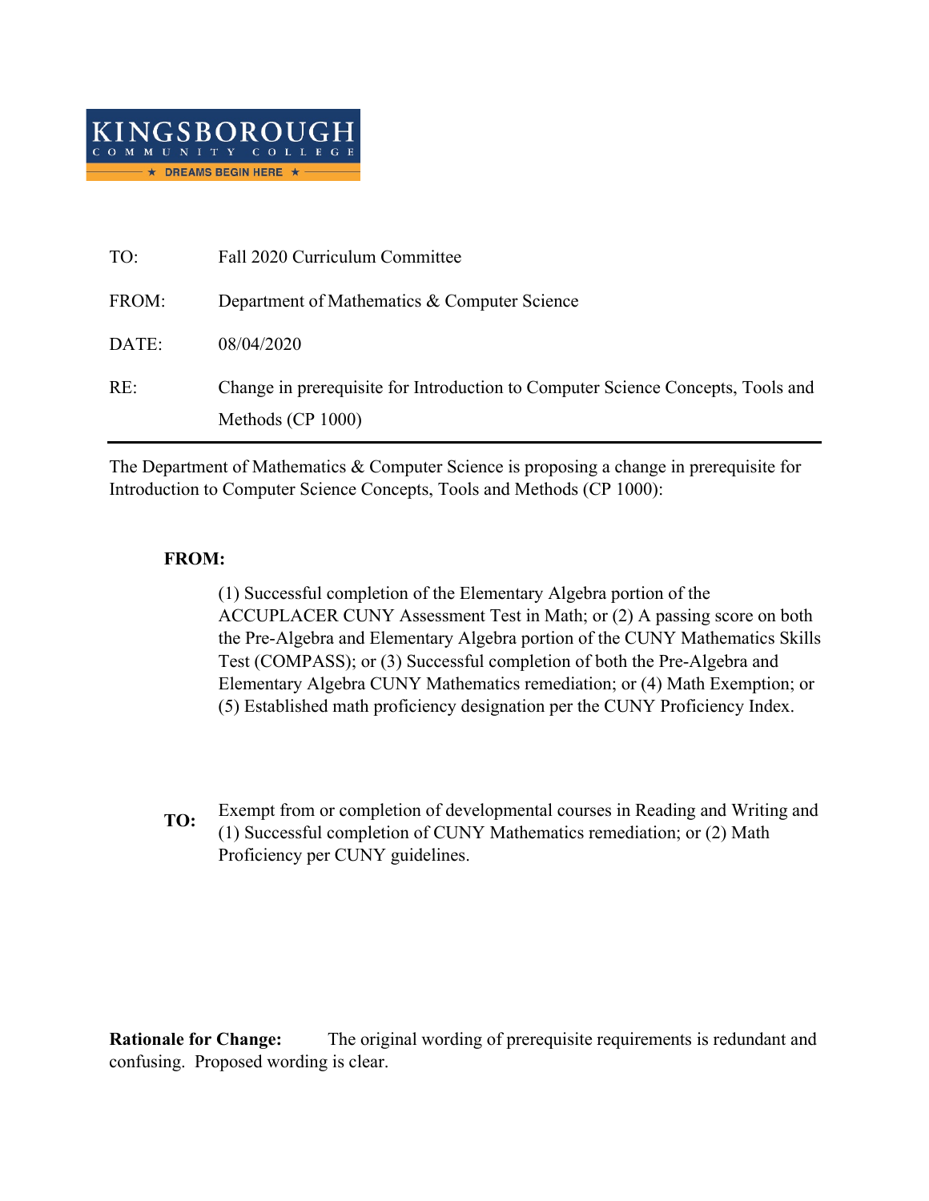KINGSBOROUGH COMMUNITY COLLEGE
★ DREAMS BEGIN HERE ★

| | |
|---|---|
| TO: | Fall 2020 Curriculum Committee |
| FROM: | Department of Mathematics & Computer Science |
| DATE: | 08/04/2020 |
| RE: | Change in prerequisite for Introduction to Computer Science Concepts, Tools and Methods (CP 1000) |

---

The Department of Mathematics & Computer Science is proposing a change in prerequisite for Introduction to Computer Science Concepts, Tools and Methods (CP 1000):

**FROM:**

(1) Successful completion of the Elementary Algebra portion of the ACCUPLACER CUNY Assessment Test in Math; or (2) A passing score on both the Pre-Algebra and Elementary Algebra portion of the CUNY Mathematics Skills Test (COMPASS); or (3) Successful completion of both the Pre-Algebra and Elementary Algebra CUNY Mathematics remediation; or (4) Math Exemption; or (5) Established math proficiency designation per the CUNY Proficiency Index.

**TO:**

Exempt from or completion of developmental courses in Reading and Writing and (1) Successful completion of CUNY Mathematics remediation; or (2) Math Proficiency per CUNY guidelines.

**Rationale for Change:** The original wording of prerequisite requirements is redundant and confusing. Proposed wording is clear.